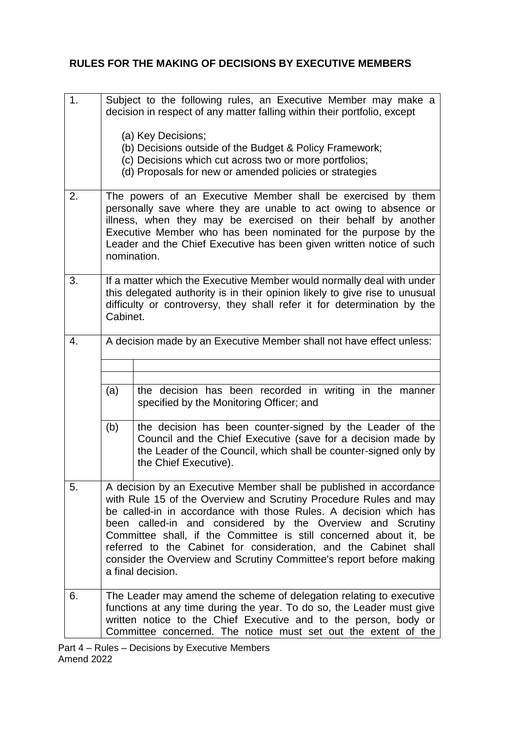## RULES FOR THE MAKING OF DECISIONS BY EXECUTIVE MEMBERS

| | |
|---|---|
| 1. | Subject to the following rules, an Executive Member may make a decision in respect of any matter falling within their portfolio, except<br><br>(a) Key Decisions;<br>(b) Decisions outside of the Budget & Policy Framework;<br>(c) Decisions which cut across two or more portfolios;<br>(d) Proposals for new or amended policies or strategies |
| 2. | The powers of an Executive Member shall be exercised by them personally save where they are unable to act owing to absence or illness, when they may be exercised on their behalf by another Executive Member who has been nominated for the purpose by the Leader and the Chief Executive has been given written notice of such nomination. |
| 3. | If a matter which the Executive Member would normally deal with under this delegated authority is in their opinion likely to give rise to unusual difficulty or controversy, they shall refer it for determination by the Cabinet. |
| 4. | A decision made by an Executive Member shall not have effect unless:<br><br>(a) the decision has been recorded in writing in the manner specified by the Monitoring Officer; and<br><br>(b) the decision has been counter-signed by the Leader of the Council and the Chief Executive (save for a decision made by the Leader of the Council, which shall be counter-signed only by the Chief Executive). |
| 5. | A decision by an Executive Member shall be published in accordance with Rule 15 of the Overview and Scrutiny Procedure Rules and may be called-in in accordance with those Rules. A decision which has been called-in and considered by the Overview and Scrutiny Committee shall, if the Committee is still concerned about it, be referred to the Cabinet for consideration, and the Cabinet shall consider the Overview and Scrutiny Committee's report before making a final decision. |
| 6. | The Leader may amend the scheme of delegation relating to executive functions at any time during the year. To do so, the Leader must give written notice to the Chief Executive and to the person, body or Committee concerned. The notice must set out the extent of the |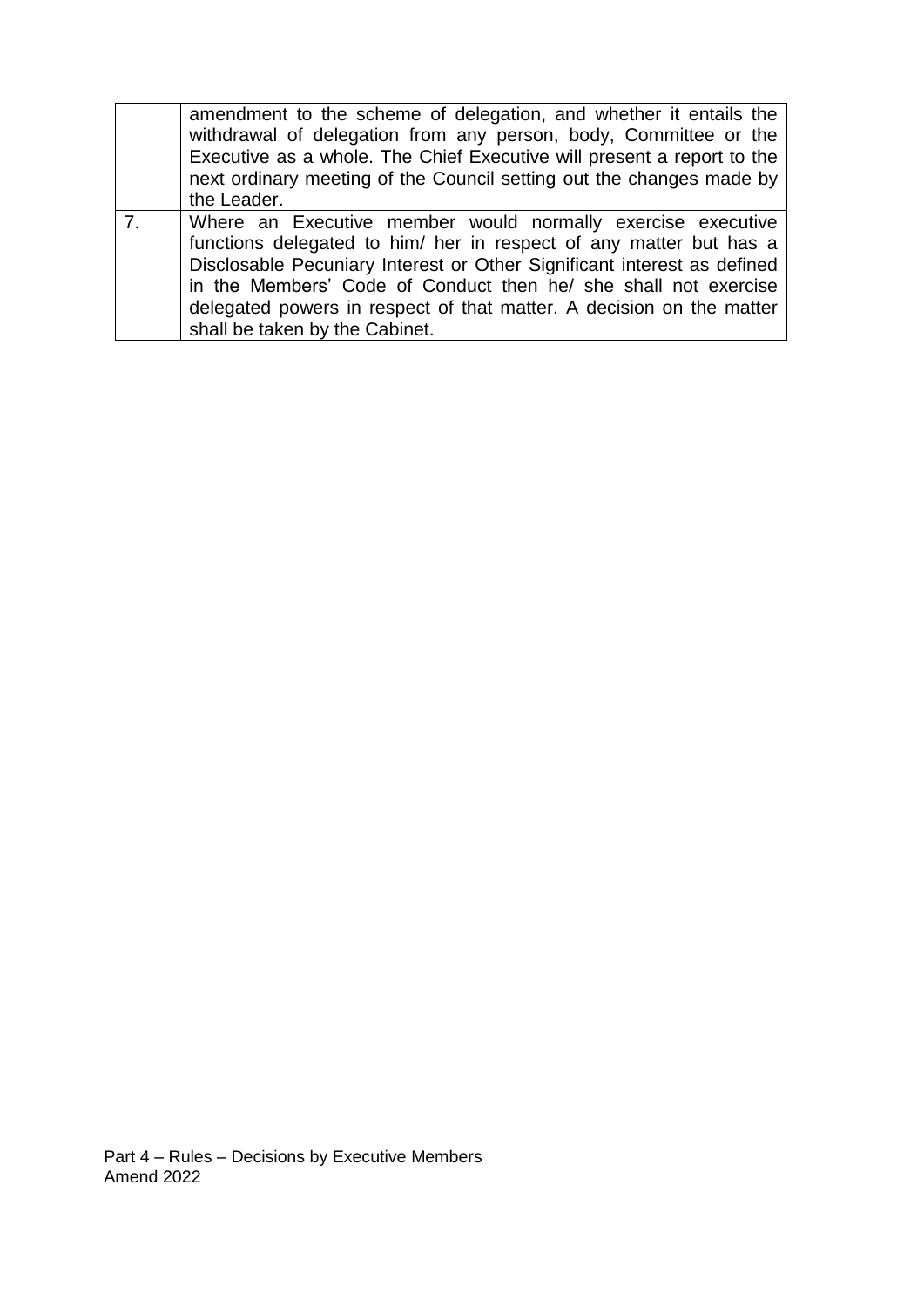| | |
|---|---|
| | amendment to the scheme of delegation, and whether it entails the withdrawal of delegation from any person, body, Committee or the Executive as a whole. The Chief Executive will present a report to the next ordinary meeting of the Council setting out the changes made by the Leader. |
| 7. | Where an Executive member would normally exercise executive functions delegated to him/ her in respect of any matter but has a Disclosable Pecuniary Interest or Other Significant interest as defined in the Members' Code of Conduct then he/ she shall not exercise delegated powers in respect of that matter. A decision on the matter shall be taken by the Cabinet. |